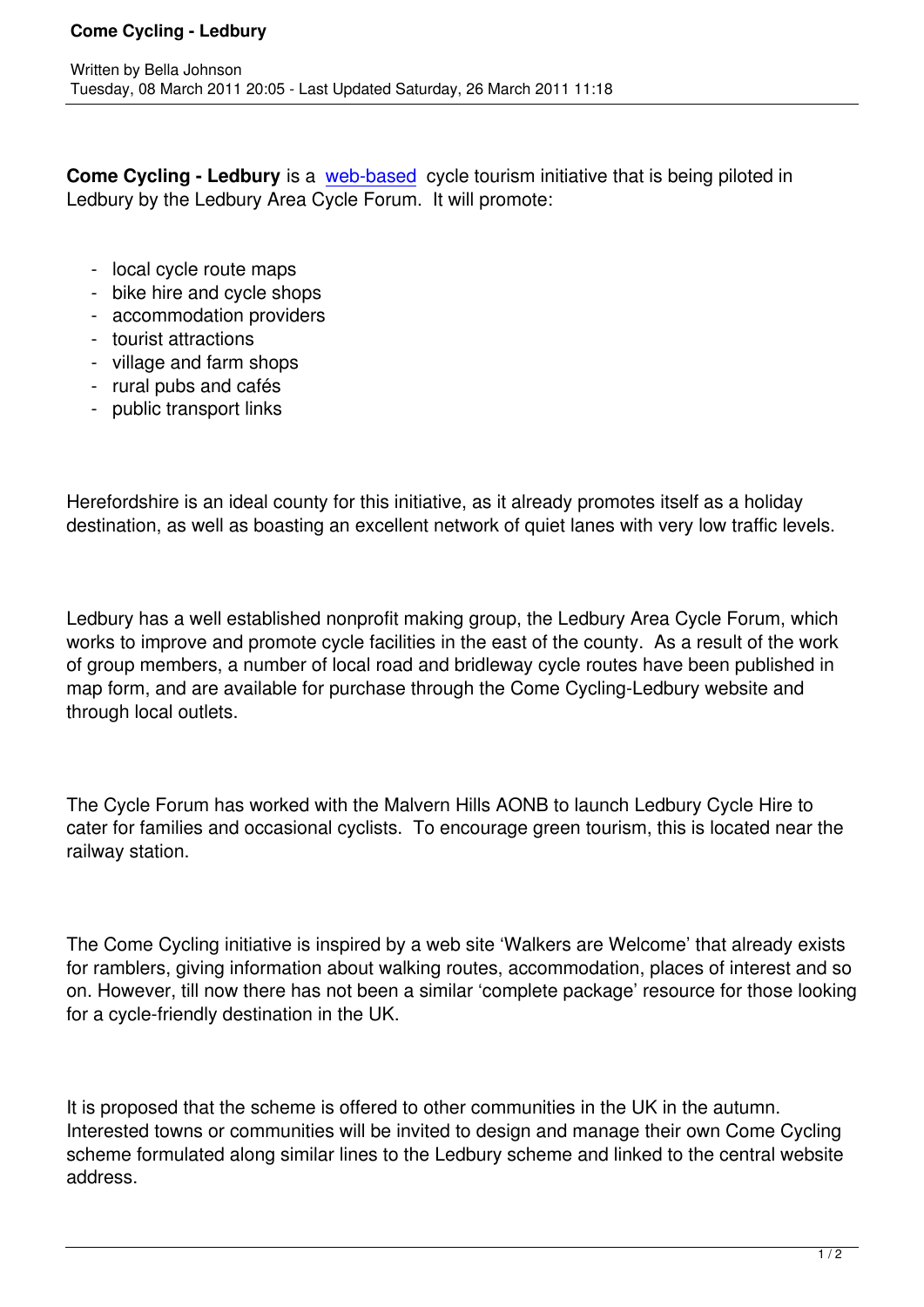**Come Cycling - Ledbury** is a web-based cycle tourism initiative that is being piloted in Ledbury by the Ledbury Area Cycle Forum. It will promote:

- local cycle route maps
- bike hire and cycle shops
- accommodation providers
- tourist attractions
- village and farm shops
- rural pubs and cafés
- public transport links

Herefordshire is an ideal county for this initiative, as it already promotes itself as a holiday destination, as well as boasting an excellent network of quiet lanes with very low traffic levels.

Ledbury has a well established nonprofit making group, the Ledbury Area Cycle Forum, which works to improve and promote cycle facilities in the east of the county. As a result of the work of group members, a number of local road and bridleway cycle routes have been published in map form, and are available for purchase through the Come Cycling-Ledbury website and through local outlets.

The Cycle Forum has worked with the Malvern Hills AONB to launch Ledbury Cycle Hire to cater for families and occasional cyclists. To encourage green tourism, this is located near the railway station.

The Come Cycling initiative is inspired by a web site 'Walkers are Welcome' that already exists for ramblers, giving information about walking routes, accommodation, places of interest and so on. However, till now there has not been a similar 'complete package' resource for those looking for a cycle-friendly destination in the UK.

It is proposed that the scheme is offered to other communities in the UK in the autumn. Interested towns or communities will be invited to design and manage their own Come Cycling scheme formulated along similar lines to the Ledbury scheme and linked to the central website address.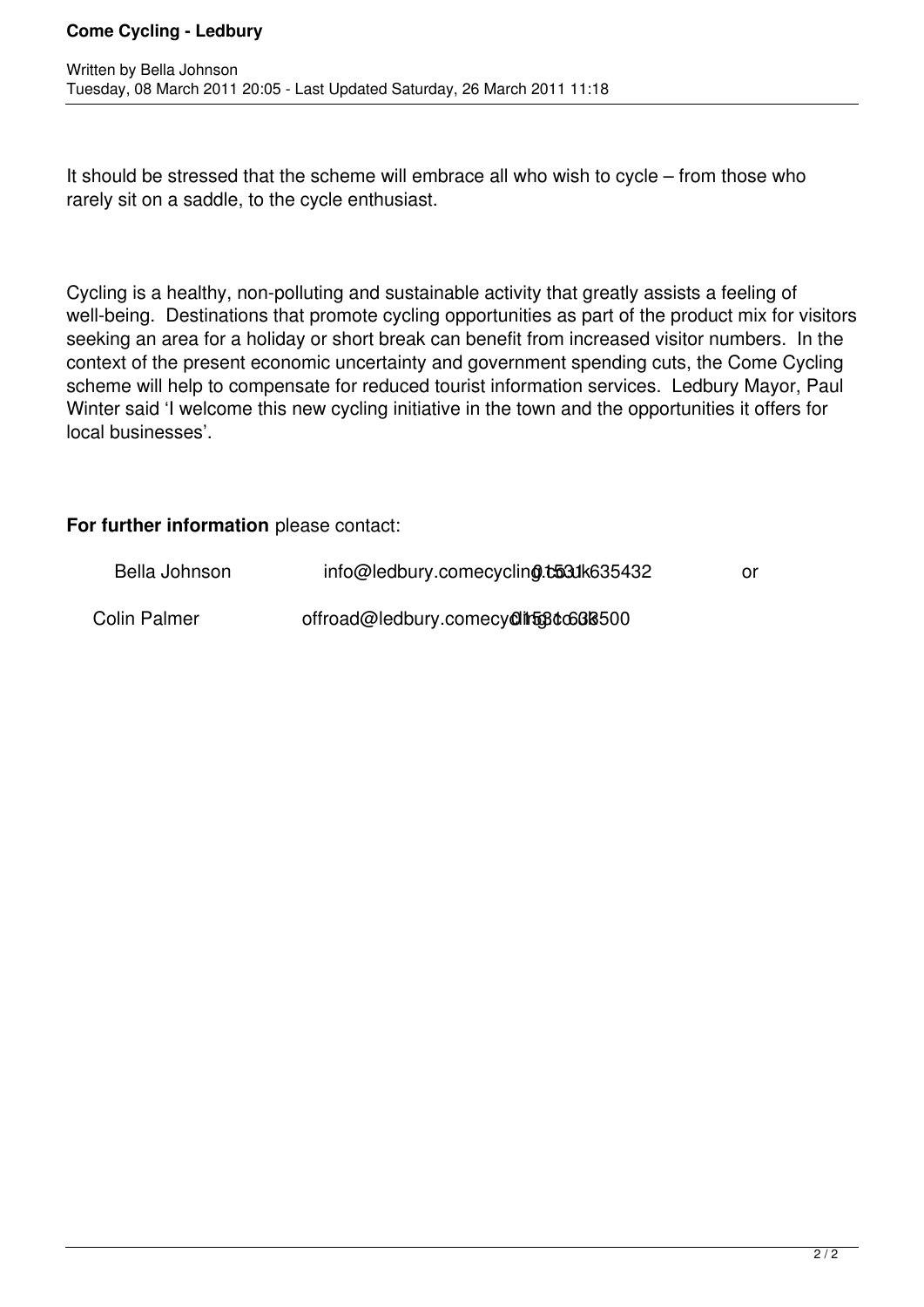It should be stressed that the scheme will embrace all who wish to cycle – from those who rarely sit on a saddle, to the cycle enthusiast.

Cycling is a healthy, non-polluting and sustainable activity that greatly assists a feeling of well-being. Destinations that promote cycling opportunities as part of the product mix for visitors seeking an area for a holiday or short break can benefit from increased visitor numbers. In the context of the present economic uncertainty and government spending cuts, the Come Cycling scheme will help to compensate for reduced tourist information services. Ledbury Mayor, Paul Winter said 'I welcome this new cycling initiative in the town and the opportunities it offers for local businesses'.

**For further information** please contact:

| | | | |
|---|---|---|---|
| Bella Johnson | info@ledbury.comecycling.co.uk | 01531 635432 | or |
| Colin Palmer | offroad@ledbury.comecycling.co.uk | 01531 633500 | |